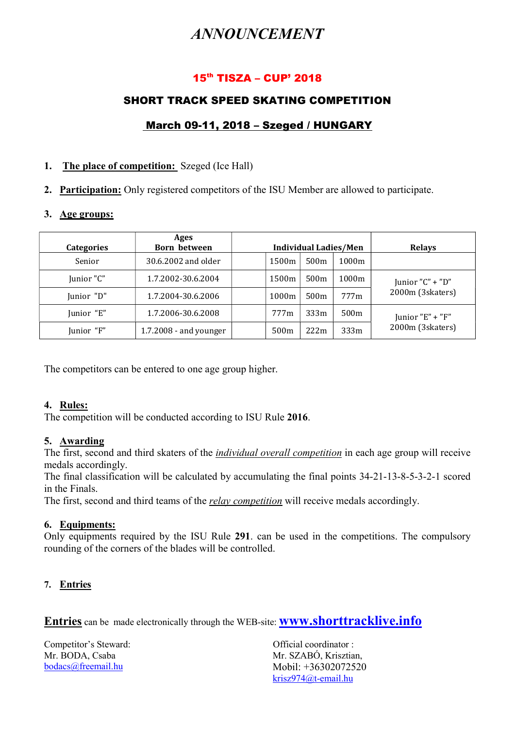# *ANNOUNCEMENT*

## 15[th] TISZA – CUP' 2018

## SHORT TRACK SPEED SKATING COMPETITION

## March 09-11, 2018 – Szeged / HUNGARY

1. **The place of competition:** Szeged (Ice Hall)

2. **Participation:** Only registered competitors of the ISU Member are allowed to participate.

3. **Age groups:**

| Categories | Ages Born between | Individual Ladies/Men | | | | Relays |
|---|---|---|---|---|---|---|
| Senior | 30.6.2002 and older | | 1500m | 500m | 1000m | |
| Junior "C" | 1.7.2002-30.6.2004 | | 1500m | 500m | 1000m | Junior "C" + "D" 2000m (3skaters) |
| Junior "D" | 1.7.2004-30.6.2006 | | 1000m | 500m | 777m | |
| Junior "E" | 1.7.2006-30.6.2008 | | 777m | 333m | 500m | Junior "E" + "F" 2000m (3skaters) |
| Junior "F" | 1.7.2008 - and younger | | 500m | 222m | 333m | |

The competitors can be entered to one age group higher.

4. **Rules:**
The competition will be conducted according to ISU Rule **2016**.

5. **Awarding**
The first, second and third skaters of the ***individual overall competition*** in each age group will receive medals accordingly.
The final classification will be calculated by accumulating the final points 34-21-13-8-5-3-2-1 scored in the Finals.
The first, second and third teams of the ***relay competition*** will receive medals accordingly.

6. **Equipments:**
Only equipments required by the ISU Rule **291**. can be used in the competitions. The compulsory rounding of the corners of the blades will be controlled.

7. **Entries**

**Entries** can be made electronically through the WEB-site: **www.shorttracklive.info**

Competitor's Steward:
Mr. BODA, Csaba
bodacs@freemail.hu

Official coordinator :
Mr. SZABÓ, Krisztian,
Mobil: +36302072520
krisz974@t-email.hu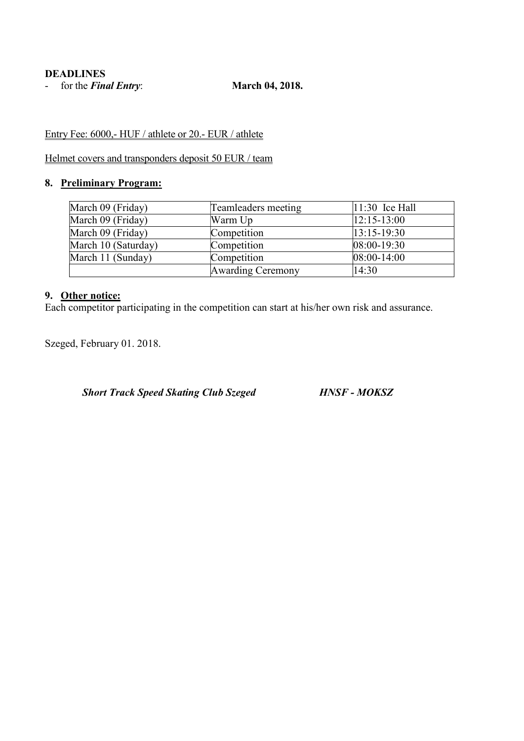**DEADLINES**

- for the ***Final Entry***: **March 04, 2018.**

Entry Fee: 6000,- HUF / athlete or 20.- EUR / athlete

Helmet covers and transponders deposit 50 EUR / team

## 8. Preliminary Program:

| | | |
|---|---|---|
| March 09 (Friday) | Teamleaders meeting | 11:30 Ice Hall |
| March 09 (Friday) | Warm Up | 12:15-13:00 |
| March 09 (Friday) | Competition | 13:15-19:30 |
| March 10 (Saturday) | Competition | 08:00-19:30 |
| March 11 (Sunday) | Competition | 08:00-14:00 |
| | Awarding Ceremony | 14:30 |

## 9. Other notice:

Each competitor participating in the competition can start at his/her own risk and assurance.

Szeged, February 01. 2018.

***Short Track Speed Skating Club Szeged*** ***HNSF - MOKSZ***